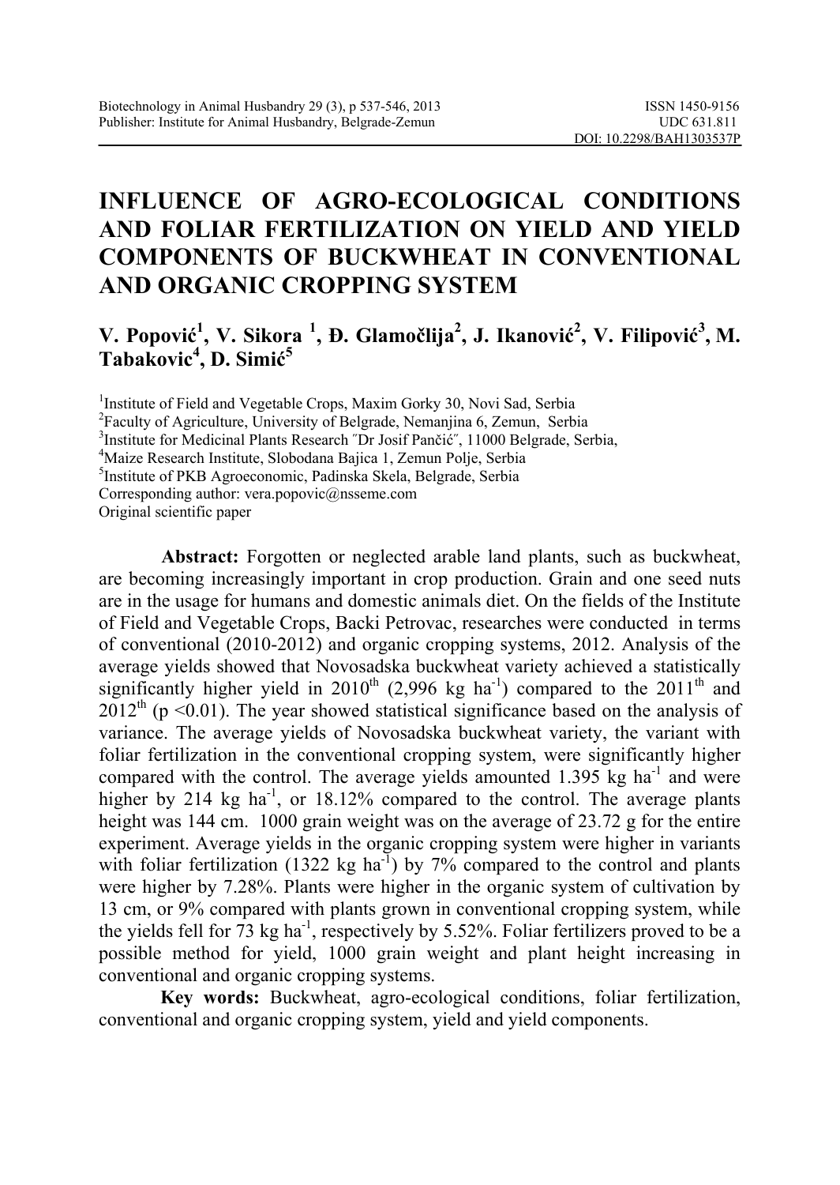# INFLUENCE OF AGRO-ECOLOGICAL CONDITIONS AND FOLIAR FERTILIZATION ON YIELD AND YIELD COMPONENTS OF BUCKWHEAT IN CONVENTIONAL AND ORGANIC CROPPING SYSTEM

**V. Popović[1], V. Sikora [1], Đ. Glamočlija[2], J. Ikanović[2], V. Filipović[3], M. Tabakovic[4], D. Simić[5]**

[1]Institute of Field and Vegetable Crops, Maxim Gorky 30, Novi Sad, Serbia
[2]Faculty of Agriculture, University of Belgrade, Nemanjina 6, Zemun, Serbia
[3]Institute for Medicinal Plants Research ″Dr Josif Pančić″, 11000 Belgrade, Serbia,
[4]Maize Research Institute, Slobodana Bajica 1, Zemun Polje, Serbia
[5]Institute of PKB Agroeconomic, Padinska Skela, Belgrade, Serbia
Corresponding author: vera.popovic@nsseme.com
Original scientific paper

**Abstract:** Forgotten or neglected arable land plants, such as buckwheat, are becoming increasingly important in crop production. Grain and one seed nuts are in the usage for humans and domestic animals diet. On the fields of the Institute of Field and Vegetable Crops, Backi Petrovac, researches were conducted in terms of conventional (2010-2012) and organic cropping systems, 2012. Analysis of the average yields showed that Novosadska buckwheat variety achieved a statistically significantly higher yield in 2010$^{th}$ (2,996 kg ha$^{-1}$) compared to the 2011$^{th}$ and 2012$^{th}$ ($p < 0.01$). The year showed statistical significance based on the analysis of variance. The average yields of Novosadska buckwheat variety, the variant with foliar fertilization in the conventional cropping system, were significantly higher compared with the control. The average yields amounted 1.395 kg ha$^{-1}$ and were higher by 214 kg ha$^{-1}$, or 18.12% compared to the control. The average plants height was 144 cm. 1000 grain weight was on the average of 23.72 g for the entire experiment. Average yields in the organic cropping system were higher in variants with foliar fertilization (1322 kg ha$^{-1}$) by 7% compared to the control and plants were higher by 7.28%. Plants were higher in the organic system of cultivation by 13 cm, or 9% compared with plants grown in conventional cropping system, while the yields fell for 73 kg ha$^{-1}$, respectively by 5.52%. Foliar fertilizers proved to be a possible method for yield, 1000 grain weight and plant height increasing in conventional and organic cropping systems.

**Key words:** Buckwheat, agro-ecological conditions, foliar fertilization, conventional and organic cropping system, yield and yield components.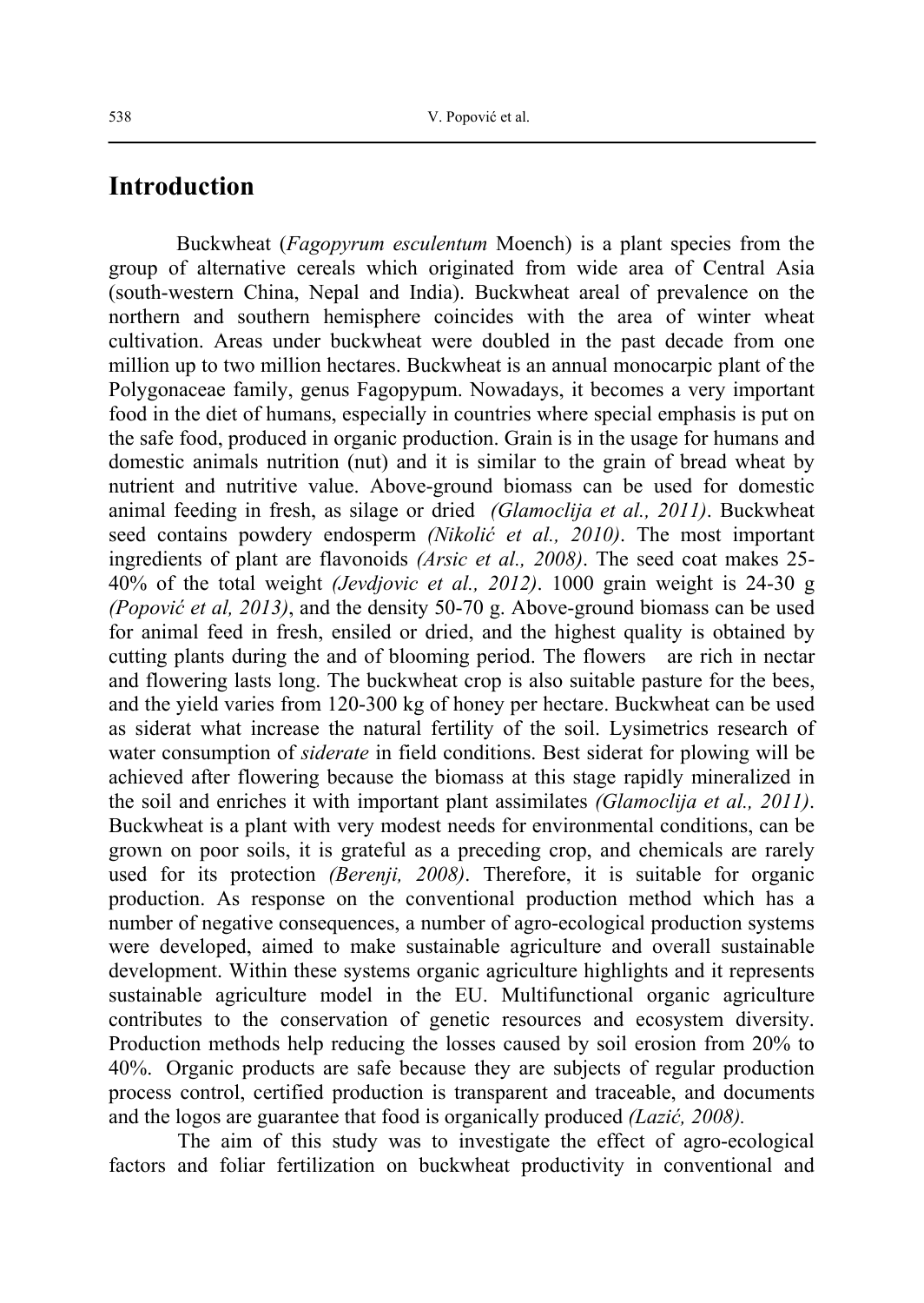## Introduction

Buckwheat (*Fagopyrum esculentum* Moench) is a plant species from the group of alternative cereals which originated from wide area of Central Asia (south-western China, Nepal and India). Buckwheat areal of prevalence on the northern and southern hemisphere coincides with the area of winter wheat cultivation. Areas under buckwheat were doubled in the past decade from one million up to two million hectares. Buckwheat is an annual monocarpic plant of the Polygonaceae family, genus Fagopypum. Nowadays, it becomes a very important food in the diet of humans, especially in countries where special emphasis is put on the safe food, produced in organic production. Grain is in the usage for humans and domestic animals nutrition (nut) and it is similar to the grain of bread wheat by nutrient and nutritive value. Above-ground biomass can be used for domestic animal feeding in fresh, as silage or dried *(Glamoclija et al., 2011)*. Buckwheat seed contains powdery endosperm *(Nikolić et al., 2010)*. The most important ingredients of plant are flavonoids *(Arsic et al., 2008)*. The seed coat makes 25-40% of the total weight *(Jevdjovic et al., 2012)*. 1000 grain weight is 24-30 g *(Popović et al, 2013)*, and the density 50-70 g. Above-ground biomass can be used for animal feed in fresh, ensiled or dried, and the highest quality is obtained by cutting plants during the and of blooming period. The flowers are rich in nectar and flowering lasts long. The buckwheat crop is also suitable pasture for the bees, and the yield varies from 120-300 kg of honey per hectare. Buckwheat can be used as siderat what increase the natural fertility of the soil. Lysimetrics research of water consumption of *siderate* in field conditions. Best siderat for plowing will be achieved after flowering because the biomass at this stage rapidly mineralized in the soil and enriches it with important plant assimilates *(Glamoclija et al., 2011)*. Buckwheat is a plant with very modest needs for environmental conditions, can be grown on poor soils, it is grateful as a preceding crop, and chemicals are rarely used for its protection *(Berenji, 2008)*. Therefore, it is suitable for organic production. As response on the conventional production method which has a number of negative consequences, a number of agro-ecological production systems were developed, aimed to make sustainable agriculture and overall sustainable development. Within these systems organic agriculture highlights and it represents sustainable agriculture model in the EU. Multifunctional organic agriculture contributes to the conservation of genetic resources and ecosystem diversity. Production methods help reducing the losses caused by soil erosion from 20% to 40%. Organic products are safe because they are subjects of regular production process control, certified production is transparent and traceable, and documents and the logos are guarantee that food is organically produced *(Lazić, 2008).*

The aim of this study was to investigate the effect of agro-ecological factors and foliar fertilization on buckwheat productivity in conventional and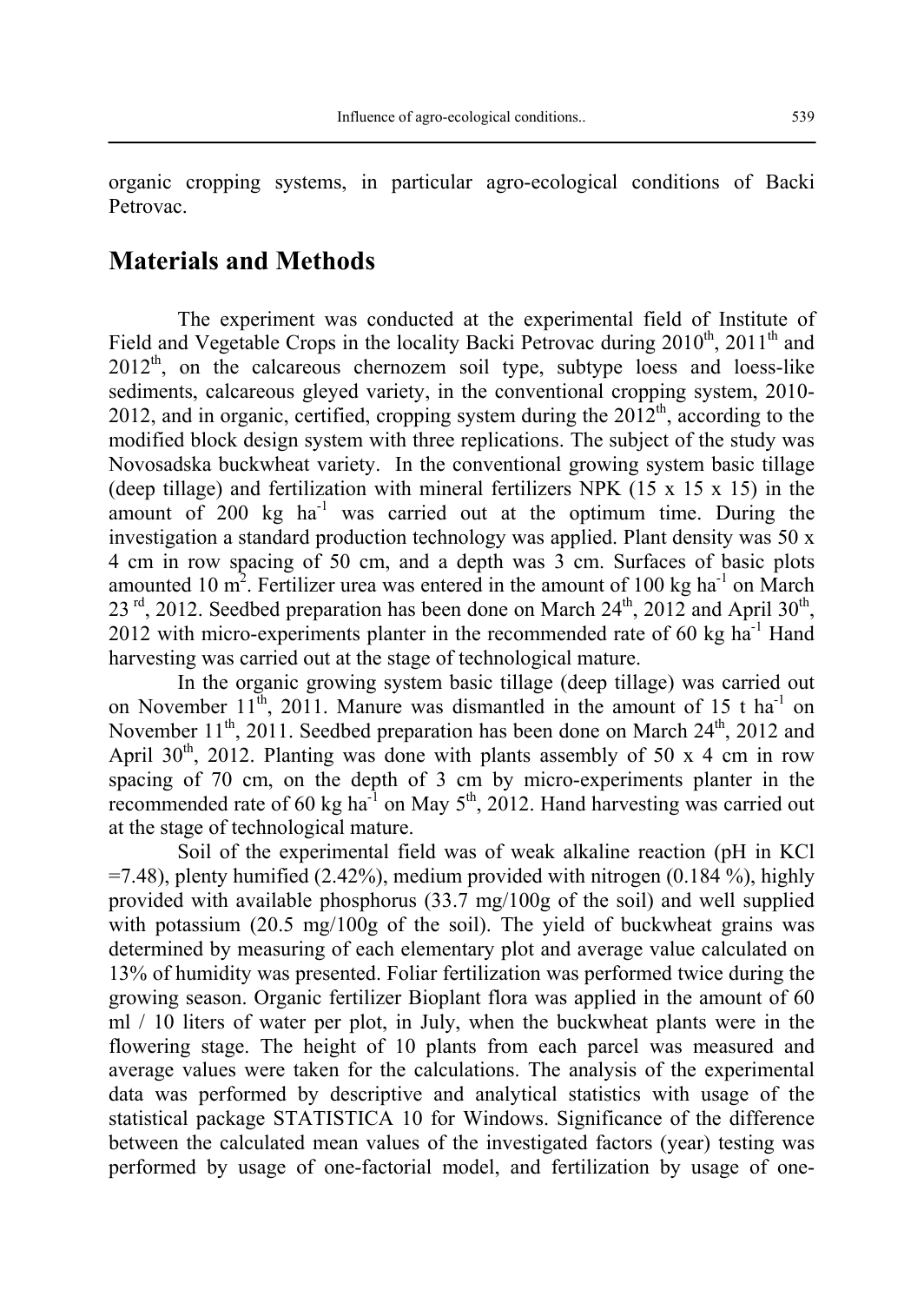organic cropping systems, in particular agro-ecological conditions of Backi Petrovac.

## Materials and Methods

The experiment was conducted at the experimental field of Institute of Field and Vegetable Crops in the locality Backi Petrovac during 2010$^{th}$, 2011$^{th}$ and 2012$^{th}$, on the calcareous chernozem soil type, subtype loess and loess-like sediments, calcareous gleyed variety, in the conventional cropping system, 2010-2012, and in organic, certified, cropping system during the 2012$^{th}$, according to the modified block design system with three replications. The subject of the study was Novosadska buckwheat variety. In the conventional growing system basic tillage (deep tillage) and fertilization with mineral fertilizers NPK (15 x 15 x 15) in the amount of 200 kg ha$^{-1}$ was carried out at the optimum time. During the investigation a standard production technology was applied. Plant density was 50 x 4 cm in row spacing of 50 cm, and a depth was 3 cm. Surfaces of basic plots amounted 10 m$^{2}$. Fertilizer urea was entered in the amount of 100 kg ha$^{-1}$ on March 23$^{rd}$, 2012. Seedbed preparation has been done on March 24$^{th}$, 2012 and April 30$^{th}$, 2012 with micro-experiments planter in the recommended rate of 60 kg ha$^{-1}$ Hand harvesting was carried out at the stage of technological mature.

In the organic growing system basic tillage (deep tillage) was carried out on November 11$^{th}$, 2011. Manure was dismantled in the amount of 15 t ha$^{-1}$ on November 11$^{th}$, 2011. Seedbed preparation has been done on March 24$^{th}$, 2012 and April 30$^{th}$, 2012. Planting was done with plants assembly of 50 x 4 cm in row spacing of 70 cm, on the depth of 3 cm by micro-experiments planter in the recommended rate of 60 kg ha$^{-1}$ on May 5$^{th}$, 2012. Hand harvesting was carried out at the stage of technological mature.

Soil of the experimental field was of weak alkaline reaction (pH in KCl =7.48), plenty humified (2.42%), medium provided with nitrogen (0.184 %), highly provided with available phosphorus (33.7 mg/100g of the soil) and well supplied with potassium (20.5 mg/100g of the soil). The yield of buckwheat grains was determined by measuring of each elementary plot and average value calculated on 13% of humidity was presented. Foliar fertilization was performed twice during the growing season. Organic fertilizer Bioplant flora was applied in the amount of 60 ml / 10 liters of water per plot, in July, when the buckwheat plants were in the flowering stage. The height of 10 plants from each parcel was measured and average values were taken for the calculations. The analysis of the experimental data was performed by descriptive and analytical statistics with usage of the statistical package STATISTICA 10 for Windows. Significance of the difference between the calculated mean values of the investigated factors (year) testing was performed by usage of one-factorial model, and fertilization by usage of one-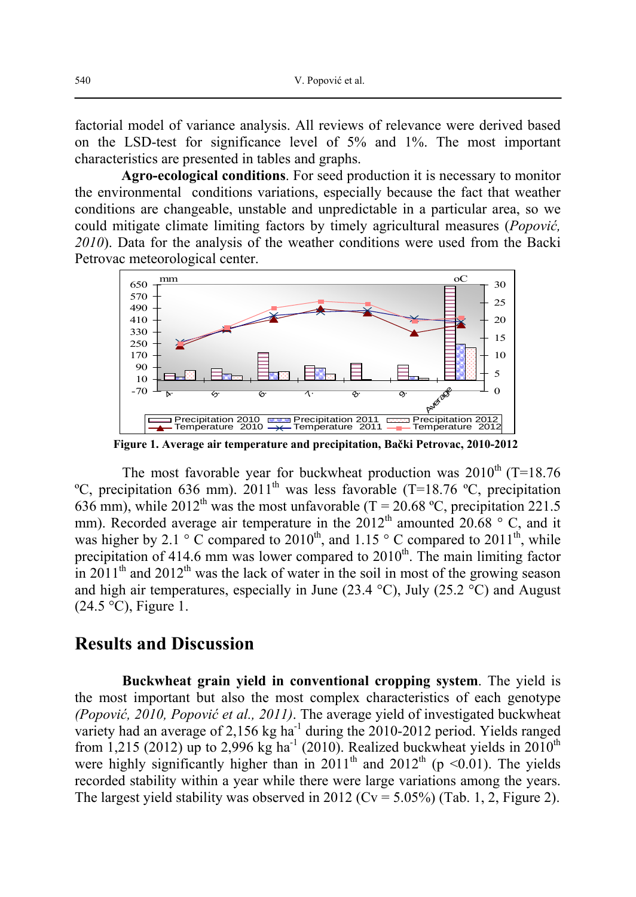factorial model of variance analysis. All reviews of relevance were derived based on the LSD-test for significance level of 5% and 1%. The most important characteristics are presented in tables and graphs.

**Agro-ecological conditions**. For seed production it is necessary to monitor the environmental conditions variations, especially because the fact that weather conditions are changeable, unstable and unpredictable in a particular area, so we could mitigate climate limiting factors by timely agricultural measures (*Popović, 2010*). Data for the analysis of the weather conditions were used from the Backi Petrovac meteorological center.

**Figure 1. Average air temperature and precipitation, Bački Petrovac, 2010-2012**

The most favorable year for buckwheat production was 2010th (T=18.76 ºC, precipitation 636 mm). 2011th was less favorable (T=18.76 ºC, precipitation 636 mm), while 2012th was the most unfavorable (T = 20.68 ºC, precipitation 221.5 mm). Recorded average air temperature in the 2012th amounted 20.68 ° C, and it was higher by 2.1 ° C compared to 2010th, and 1.15 ° C compared to 2011th, while precipitation of 414.6 mm was lower compared to 2010th. The main limiting factor in 2011th and 2012th was the lack of water in the soil in most of the growing season and high air temperatures, especially in June (23.4 °C), July (25.2 °C) and August (24.5 °C), Figure 1.

## Results and Discussion

**Buckwheat grain yield in conventional cropping system**. The yield is the most important but also the most complex characteristics of each genotype *(Popović, 2010, Popović et al., 2011)*. The average yield of investigated buckwheat variety had an average of 2,156 kg ha$^{-1}$ during the 2010-2012 period. Yields ranged from 1,215 (2012) up to 2,996 kg ha$^{-1}$ (2010). Realized buckwheat yields in 2010th were highly significantly higher than in 2011th and 2012th ($p < 0.01$). The yields recorded stability within a year while there were large variations among the years. The largest yield stability was observed in 2012 (Cv = 5.05%) (Tab. 1, 2, Figure 2).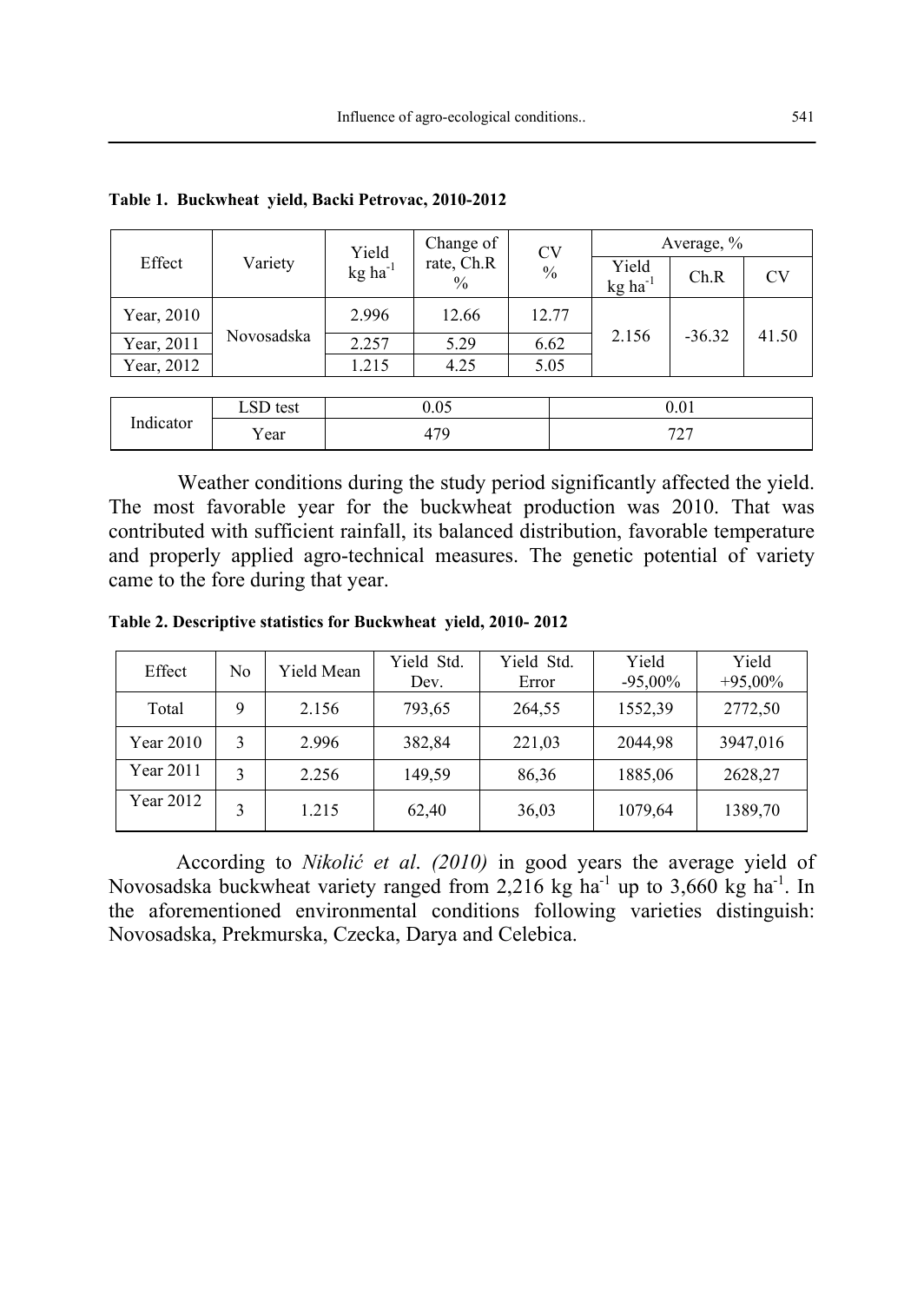**Table 1. Buckwheat yield, Backi Petrovac, 2010-2012**

| Effect | Variety | Yield kg ha$^{-1}$ | Change of rate, Ch.R % | CV % | Average, % | | |
|---|---|---|---|---|---|---|---|
| | | | | | Yield kg ha$^{-1}$ | Ch.R | CV |
| Year, 2010 | Novosadska | 2.996 | 12.66 | 12.77 | 2.156 | -36.32 | 41.50 |
| Year, 2011 | | 2.257 | 5.29 | 6.62 | | | |
| Year, 2012 | | 1.215 | 4.25 | 5.05 | | | |

| Indicator | LSD test | 0.05 | 0.01 |
|---|---|---|---|
| | Year | 479 | 727 |

Weather conditions during the study period significantly affected the yield. The most favorable year for the buckwheat production was 2010. That was contributed with sufficient rainfall, its balanced distribution, favorable temperature and properly applied agro-technical measures. The genetic potential of variety came to the fore during that year.

**Table 2. Descriptive statistics for Buckwheat yield, 2010- 2012**

| Effect | No | Yield Mean | Yield Std. Dev. | Yield Std. Error | Yield -95,00% | Yield +95,00% |
|---|---|---|---|---|---|---|
| Total | 9 | 2.156 | 793,65 | 264,55 | 1552,39 | 2772,50 |
| Year 2010 | 3 | 2.996 | 382,84 | 221,03 | 2044,98 | 3947,016 |
| Year 2011 | 3 | 2.256 | 149,59 | 86,36 | 1885,06 | 2628,27 |
| Year 2012 | 3 | 1.215 | 62,40 | 36,03 | 1079,64 | 1389,70 |

According to *Nikolić et al. (2010)* in good years the average yield of Novosadska buckwheat variety ranged from 2,216 kg ha$^{-1}$ up to 3,660 kg ha$^{-1}$. In the aforementioned environmental conditions following varieties distinguish: Novosadska, Prekmurska, Czecka, Darya and Celebica.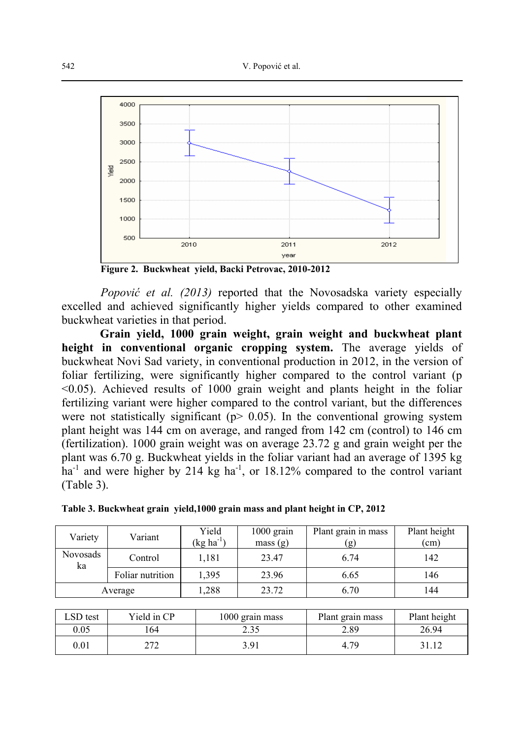Figure 2. Buckwheat yield, Backi Petrovac, 2010-2012

*Popović et al. (2013)* reported that the Novosadska variety especially excelled and achieved significantly higher yields compared to other examined buckwheat varieties in that period.

**Grain yield, 1000 grain weight, grain weight and buckwheat plant height in conventional organic cropping system.** The average yields of buckwheat Novi Sad variety, in conventional production in 2012, in the version of foliar fertilizing, were significantly higher compared to the control variant ($p < 0.05$). Achieved results of 1000 grain weight and plants height in the foliar fertilizing variant were higher compared to the control variant, but the differences were not statistically significant ($p > 0.05$). In the conventional growing system plant height was 144 cm on average, and ranged from 142 cm (control) to 146 cm (fertilization). 1000 grain weight was on average 23.72 g and grain weight per the plant was 6.70 g. Buckwheat yields in the foliar variant had an average of 1395 kg ha$^{-1}$ and were higher by 214 kg ha$^{-1}$, or 18.12% compared to the control variant (Table 3).

**Table 3. Buckwheat grain yield,1000 grain mass and plant height in CP, 2012**

| Variety | Variant | Yield (kg ha$^{-1}$) | 1000 grain mass (g) | Plant grain in mass (g) | Plant height (cm) |
|---|---|---|---|---|---|
| Novosadska | Control | 1,181 | 23.47 | 6.74 | 142 |
| | Foliar nutrition | 1,395 | 23.96 | 6.65 | 146 |
| Average | | 1,288 | 23.72 | 6.70 | 144 |

| LSD test | Yield in CP | 1000 grain mass | Plant grain mass | Plant height |
|---|---|---|---|---|
| 0.05 | 164 | 2.35 | 2.89 | 26.94 |
| 0.01 | 272 | 3.91 | 4.79 | 31.12 |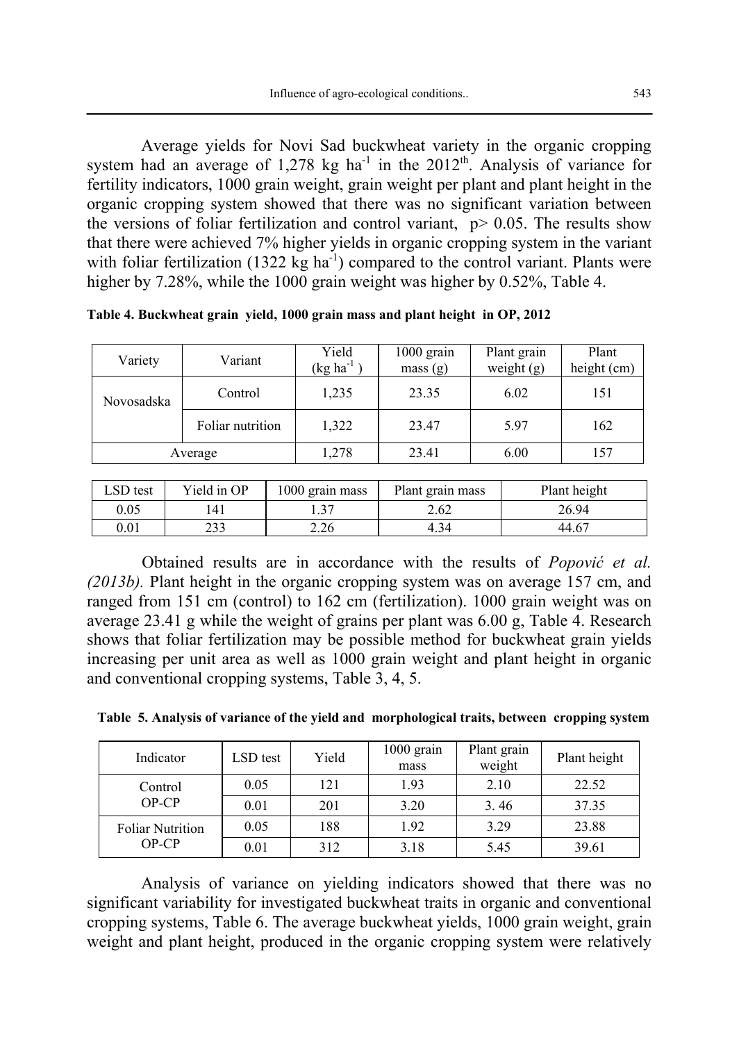Average yields for Novi Sad buckwheat variety in the organic cropping system had an average of 1,278 kg $ha^{-1}$ in the $2012^{th}$. Analysis of variance for fertility indicators, 1000 grain weight, grain weight per plant and plant height in the organic cropping system showed that there was no significant variation between the versions of foliar fertilization and control variant, $p > 0.05$. The results show that there were achieved 7% higher yields in organic cropping system in the variant with foliar fertilization (1322 kg $ha^{-1}$) compared to the control variant. Plants were higher by 7.28%, while the 1000 grain weight was higher by 0.52%, Table 4.

**Table 4. Buckwheat grain yield, 1000 grain mass and plant height in OP, 2012**

| Variety | Variant | Yield (kg $ha^{-1}$) | 1000 grain mass (g) | Plant grain weight (g) | Plant height (cm) |
|---|---|---|---|---|---|
| Novosadska | Control | 1,235 | 23.35 | 6.02 | 151 |
| | Foliar nutrition | 1,322 | 23.47 | 5.97 | 162 |
| Average | | 1,278 | 23.41 | 6.00 | 157 |

| LSD test | Yield in OP | 1000 grain mass | Plant grain mass | Plant height |
|---|---|---|---|---|
| 0.05 | 141 | 1.37 | 2.62 | 26.94 |
| 0.01 | 233 | 2.26 | 4.34 | 44.67 |

Obtained results are in accordance with the results of *Popović et al. (2013b).* Plant height in the organic cropping system was on average 157 cm, and ranged from 151 cm (control) to 162 cm (fertilization). 1000 grain weight was on average 23.41 g while the weight of grains per plant was 6.00 g, Table 4. Research shows that foliar fertilization may be possible method for buckwheat grain yields increasing per unit area as well as 1000 grain weight and plant height in organic and conventional cropping systems, Table 3, 4, 5.

**Table 5. Analysis of variance of the yield and morphological traits, between cropping system**

| Indicator | LSD test | Yield | 1000 grain mass | Plant grain weight | Plant height |
|---|---|---|---|---|---|
| Control OP-CP | 0.05 | 121 | 1.93 | 2.10 | 22.52 |
| | 0.01 | 201 | 3.20 | 3. 46 | 37.35 |
| Foliar Nutrition OP-CP | 0.05 | 188 | 1.92 | 3.29 | 23.88 |
| | 0.01 | 312 | 3.18 | 5.45 | 39.61 |

Analysis of variance on yielding indicators showed that there was no significant variability for investigated buckwheat traits in organic and conventional cropping systems, Table 6. The average buckwheat yields, 1000 grain weight, grain weight and plant height, produced in the organic cropping system were relatively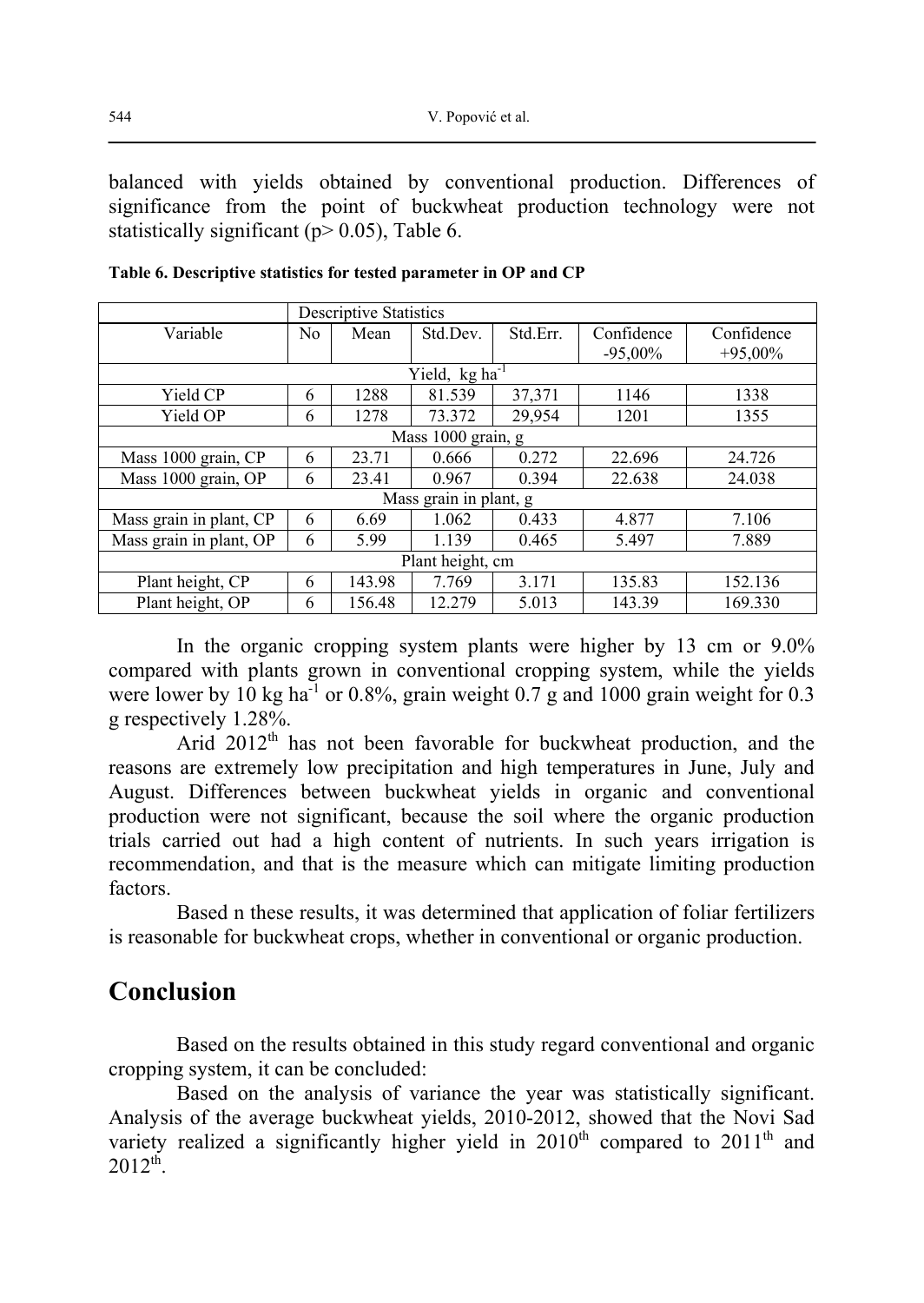balanced with yields obtained by conventional production. Differences of significance from the point of buckwheat production technology were not statistically significant ($p > 0.05$), Table 6.

**Table 6. Descriptive statistics for tested parameter in OP and CP**

| | Descriptive Statistics | | | | | |
|---|---|---|---|---|---|---|
| Variable | No | Mean | Std.Dev. | Std.Err. | Confidence -95,00% | Confidence +95,00% |
| Yield, kg ha$^{-1}$ | | | | | | |
| Yield CP | 6 | 1288 | 81.539 | 37,371 | 1146 | 1338 |
| Yield OP | 6 | 1278 | 73.372 | 29,954 | 1201 | 1355 |
| Mass 1000 grain, g | | | | | | |
| Mass 1000 grain, CP | 6 | 23.71 | 0.666 | 0.272 | 22.696 | 24.726 |
| Mass 1000 grain, OP | 6 | 23.41 | 0.967 | 0.394 | 22.638 | 24.038 |
| Mass grain in plant, g | | | | | | |
| Mass grain in plant, CP | 6 | 6.69 | 1.062 | 0.433 | 4.877 | 7.106 |
| Mass grain in plant, OP | 6 | 5.99 | 1.139 | 0.465 | 5.497 | 7.889 |
| Plant height, cm | | | | | | |
| Plant height, CP | 6 | 143.98 | 7.769 | 3.171 | 135.83 | 152.136 |
| Plant height, OP | 6 | 156.48 | 12.279 | 5.013 | 143.39 | 169.330 |

In the organic cropping system plants were higher by 13 cm or 9.0% compared with plants grown in conventional cropping system, while the yields were lower by 10 kg ha$^{-1}$ or 0.8%, grain weight 0.7 g and 1000 grain weight for 0.3 g respectively 1.28%.

Arid 2012$^{th}$ has not been favorable for buckwheat production, and the reasons are extremely low precipitation and high temperatures in June, July and August. Differences between buckwheat yields in organic and conventional production were not significant, because the soil where the organic production trials carried out had a high content of nutrients. In such years irrigation is recommendation, and that is the measure which can mitigate limiting production factors.

Based n these results, it was determined that application of foliar fertilizers is reasonable for buckwheat crops, whether in conventional or organic production.

## Conclusion

Based on the results obtained in this study regard conventional and organic cropping system, it can be concluded:

Based on the analysis of variance the year was statistically significant. Analysis of the average buckwheat yields, 2010-2012, showed that the Novi Sad variety realized a significantly higher yield in 2010$^{th}$ compared to 2011$^{th}$ and 2012$^{th}$.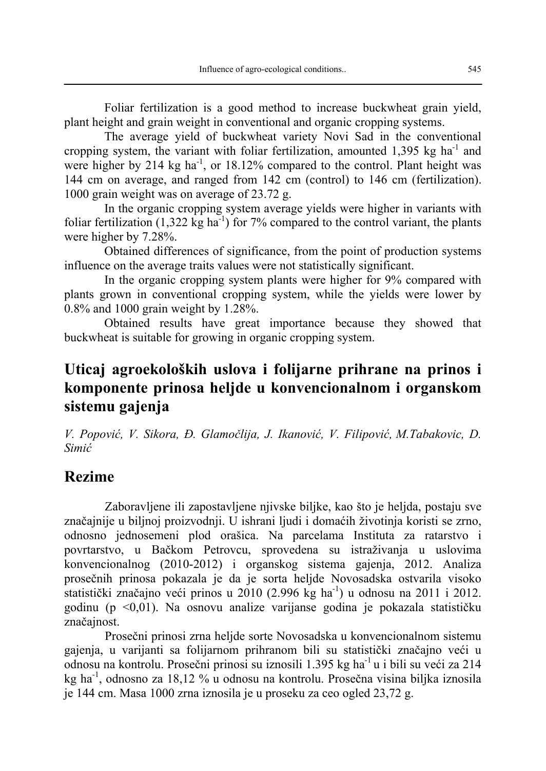Foliar fertilization is a good method to increase buckwheat grain yield, plant height and grain weight in conventional and organic cropping systems.

The average yield of buckwheat variety Novi Sad in the conventional cropping system, the variant with foliar fertilization, amounted 1,395 kg $ha^{-1}$ and were higher by 214 kg $ha^{-1}$, or 18.12% compared to the control. Plant height was 144 cm on average, and ranged from 142 cm (control) to 146 cm (fertilization). 1000 grain weight was on average of 23.72 g.

In the organic cropping system average yields were higher in variants with foliar fertilization (1,322 kg $ha^{-1}$) for 7% compared to the control variant, the plants were higher by 7.28%.

Obtained differences of significance, from the point of production systems influence on the average traits values were not statistically significant.

In the organic cropping system plants were higher for 9% compared with plants grown in conventional cropping system, while the yields were lower by 0.8% and 1000 grain weight by 1.28%.

Obtained results have great importance because they showed that buckwheat is suitable for growing in organic cropping system.

# Uticaj agroekoloških uslova i folijarne prihrane na prinos i komponente prinosa heljde u konvencionalnom i organskom sistemu gajenja

*V. Popović, V. Sikora, Đ. Glamočlija, J. Ikanović, V. Filipović, M.Tabakovic, D. Simić*

## Rezime

Zaboravljene ili zapostavljene njivske biljke, kao što je heljda, postaju sve značajnije u biljnoj proizvodnji. U ishrani ljudi i domaćih životinja koristi se zrno, odnosno jednosemeni plod orašica. Na parcelama Instituta za ratarstvo i povrtarstvo, u Bačkom Petrovcu, sprovedena su istraživanja u uslovima konvencionalnog (2010-2012) i organskog sistema gajenja, 2012. Analiza prosečnih prinosa pokazala je da je sorta heljde Novosadska ostvarila visoko statistički značajno veći prinos u 2010 (2.996 kg $ha^{-1}$) u odnosu na 2011 i 2012. godinu ($p < 0,01$). Na osnovu analize varijanse godina je pokazala statističku značajnost.

Prosečni prinosi zrna heljde sorte Novosadska u konvencionalnom sistemu gajenja, u varijanti sa folijarnom prihranom bili su statistički značajno veći u odnosu na kontrolu. Prosečni prinosi su iznosili 1.395 kg $ha^{-1}$ u i bili su veći za 214 kg $ha^{-1}$, odnosno za 18,12 % u odnosu na kontrolu. Prosečna visina biljka iznosila je 144 cm. Masa 1000 zrna iznosila je u proseku za ceo ogled 23,72 g.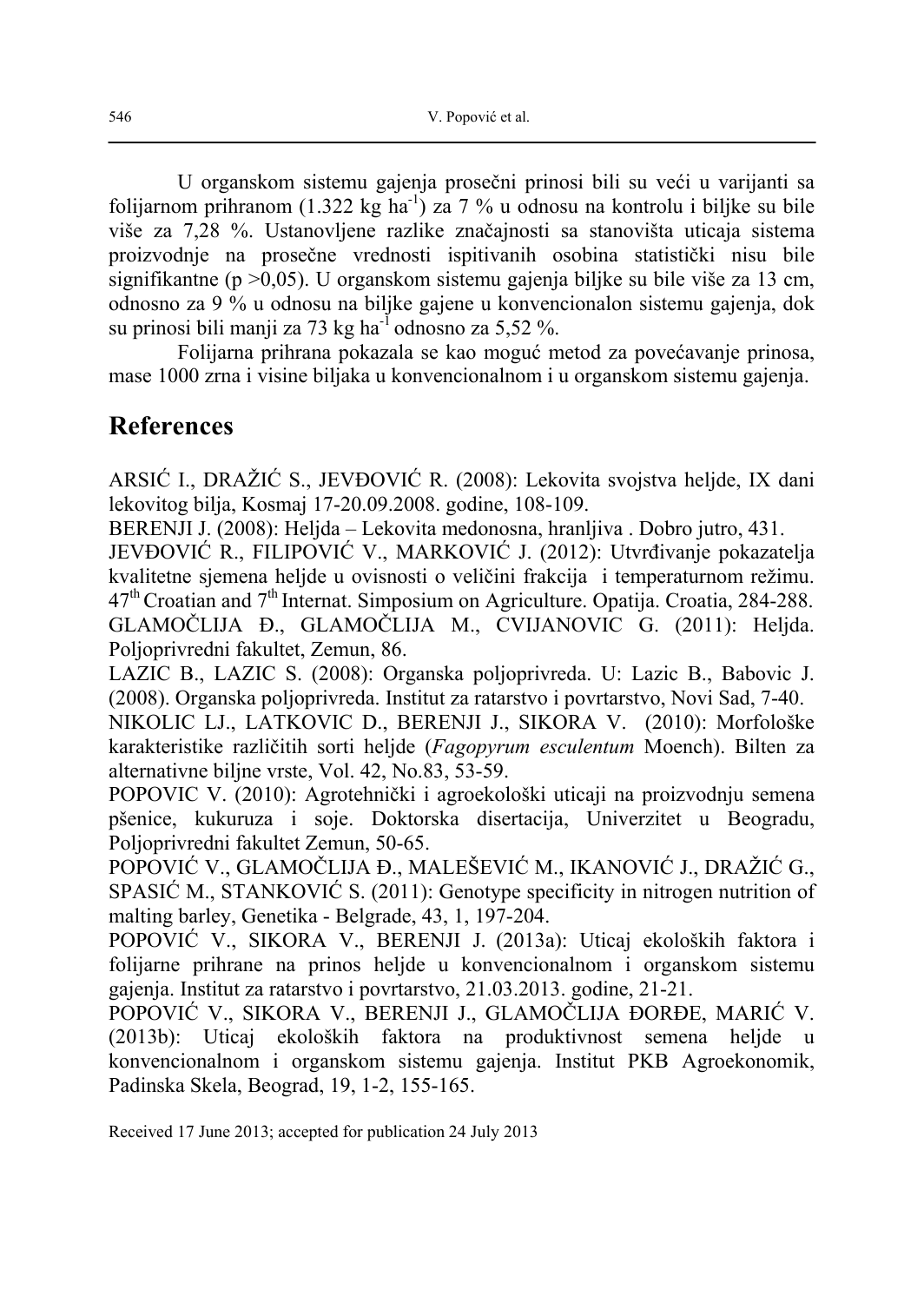U organskom sistemu gajenja prosečni prinosi bili su veći u varijanti sa folijarnom prihranom (1.322 kg ha$^{-1}$) za 7 % u odnosu na kontrolu i biljke su bile više za 7,28 %. Ustanovljene razlike značajnosti sa stanovišta uticaja sistema proizvodnje na prosečne vrednosti ispitivanih osobina statistički nisu bile signifikantne ($p > 0,05$). U organskom sistemu gajenja biljke su bile više za 13 cm, odnosno za 9 % u odnosu na biljke gajene u konvencionalon sistemu gajenja, dok su prinosi bili manji za 73 kg ha$^{-1}$ odnosno za 5,52 %.

Folijarna prihrana pokazala se kao moguć metod za povećavanje prinosa, mase 1000 zrna i visine biljaka u konvencionalnom i u organskom sistemu gajenja.

## References

ARSIĆ I., DRAŽIĆ S., JEVĐOVIĆ R. (2008): Lekovita svojstva heljde, IX dani lekovitog bilja, Kosmaj 17-20.09.2008. godine, 108-109.

BERENJI J. (2008): Heljda – Lekovita medonosna, hranljiva . Dobro jutro, 431.

JEVĐOVIĆ R., FILIPOVIĆ V., MARKOVIĆ J. (2012): Utvrđivanje pokazatelja kvalitetne sjemena heljde u ovisnosti o veličini frakcija i temperaturnom režimu. 47th Croatian and 7th Internat. Simposium on Agriculture. Opatija. Croatia, 284-288.

GLAMOČLIJA Đ., GLAMOČLIJA M., CVIJANOVIC G. (2011): Heljda. Poljoprivredni fakultet, Zemun, 86.

LAZIC B., LAZIC S. (2008): Organska poljoprivreda. U: Lazic B., Babovic J. (2008). Organska poljoprivreda. Institut za ratarstvo i povrtarstvo, Novi Sad, 7-40.

NIKOLIC LJ., LATKOVIC D., BERENJI J., SIKORA V. (2010): Morfološke karakteristike različitih sorti heljde (*Fagopyrum esculentum* Moench). Bilten za alternativne biljne vrste, Vol. 42, No.83, 53-59.

POPOVIC V. (2010): Agrotehnički i agroekološki uticaji na proizvodnju semena pšenice, kukuruza i soje. Doktorska disertacija, Univerzitet u Beogradu, Poljoprivredni fakultet Zemun, 50-65.

POPOVIĆ V., GLAMOČLIJA Đ., MALEŠEVIĆ M., IKANOVIĆ J., DRAŽIĆ G., SPASIĆ M., STANKOVIĆ S. (2011): Genotype specificity in nitrogen nutrition of malting barley, Genetika - Belgrade, 43, 1, 197-204.

POPOVIĆ V., SIKORA V., BERENJI J. (2013a): Uticaj ekoloških faktora i folijarne prihrane na prinos heljde u konvencionalnom i organskom sistemu gajenja. Institut za ratarstvo i povrtarstvo, 21.03.2013. godine, 21-21.

POPOVIĆ V., SIKORA V., BERENJI J., GLAMOČLIJA ĐORĐE, MARIĆ V. (2013b): Uticaj ekoloških faktora na produktivnost semena heljde u konvencionalnom i organskom sistemu gajenja. Institut PKB Agroekonomik, Padinska Skela, Beograd, 19, 1-2, 155-165.

Received 17 June 2013; accepted for publication 24 July 2013